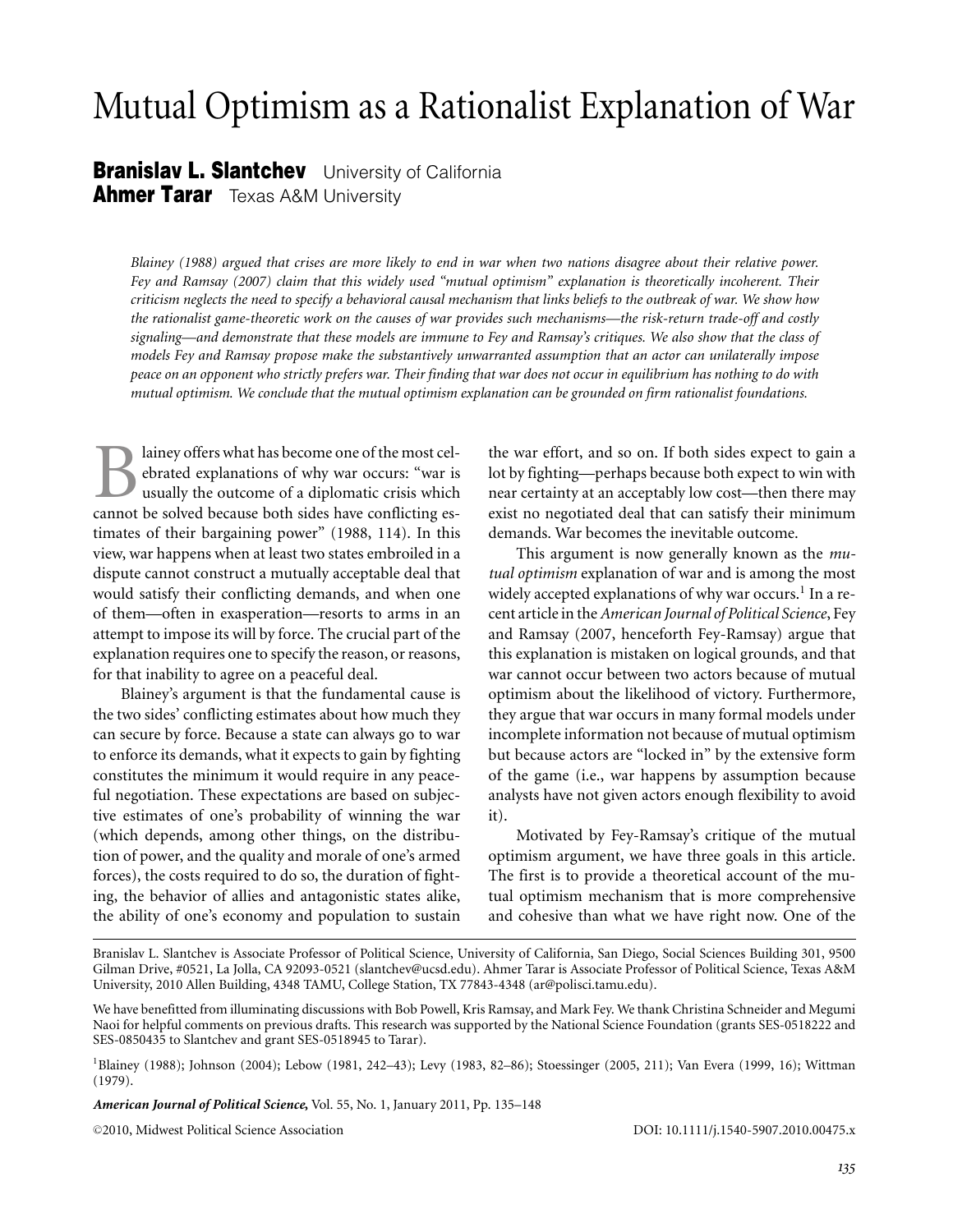# Mutual Optimism as a Rationalist Explanation of War

**Branislav L. Slantchev** University of California
**Ahmer Tarar** Texas A&M University

*Blainey (1988) argued that crises are more likely to end in war when two nations disagree about their relative power. Fey and Ramsay (2007) claim that this widely used "mutual optimism" explanation is theoretically incoherent. Their criticism neglects the need to specify a behavioral causal mechanism that links beliefs to the outbreak of war. We show how the rationalist game-theoretic work on the causes of war provides such mechanisms—the risk-return trade-off and costly signaling—and demonstrate that these models are immune to Fey and Ramsay's critiques. We also show that the class of models Fey and Ramsay propose make the substantively unwarranted assumption that an actor can unilaterally impose peace on an opponent who strictly prefers war. Their finding that war does not occur in equilibrium has nothing to do with mutual optimism. We conclude that the mutual optimism explanation can be grounded on firm rationalist foundations.*

Blainey offers what has become one of the most celebrated explanations of why war occurs: "war is usually the outcome of a diplomatic crisis which cannot be solved because both sides have conflicting estimates of their bargaining power" (1988, 114). In this view, war happens when at least two states embroiled in a dispute cannot construct a mutually acceptable deal that would satisfy their conflicting demands, and when one of them—often in exasperation—resorts to arms in an attempt to impose its will by force. The crucial part of the explanation requires one to specify the reason, or reasons, for that inability to agree on a peaceful deal.

Blainey's argument is that the fundamental cause is the two sides' conflicting estimates about how much they can secure by force. Because a state can always go to war to enforce its demands, what it expects to gain by fighting constitutes the minimum it would require in any peaceful negotiation. These expectations are based on subjective estimates of one's probability of winning the war (which depends, among other things, on the distribution of power, and the quality and morale of one's armed forces), the costs required to do so, the duration of fighting, the behavior of allies and antagonistic states alike, the ability of one's economy and population to sustain the war effort, and so on. If both sides expect to gain a lot by fighting—perhaps because both expect to win with near certainty at an acceptably low cost—then there may exist no negotiated deal that can satisfy their minimum demands. War becomes the inevitable outcome.

This argument is now generally known as the *mutual optimism* explanation of war and is among the most widely accepted explanations of why war occurs.[1] In a recent article in the *American Journal of Political Science*, Fey and Ramsay (2007, henceforth Fey-Ramsay) argue that this explanation is mistaken on logical grounds, and that war cannot occur between two actors because of mutual optimism about the likelihood of victory. Furthermore, they argue that war occurs in many formal models under incomplete information not because of mutual optimism but because actors are "locked in" by the extensive form of the game (i.e., war happens by assumption because analysts have not given actors enough flexibility to avoid it).

Motivated by Fey-Ramsay's critique of the mutual optimism argument, we have three goals in this article. The first is to provide a theoretical account of the mutual optimism mechanism that is more comprehensive and cohesive than what we have right now. One of the

---

Branislav L. Slantchev is Associate Professor of Political Science, University of California, San Diego, Social Sciences Building 301, 9500 Gilman Drive, #0521, La Jolla, CA 92093-0521 (slantchev@ucsd.edu). Ahmer Tarar is Associate Professor of Political Science, Texas A&M University, 2010 Allen Building, 4348 TAMU, College Station, TX 77843-4348 (ar@polisci.tamu.edu).

We have benefitted from illuminating discussions with Bob Powell, Kris Ramsay, and Mark Fey. We thank Christina Schneider and Megumi Naoi for helpful comments on previous drafts. This research was supported by the National Science Foundation (grants SES-0518222 and SES-0850435 to Slantchev and grant SES-0518945 to Tarar).

[1] Blainey (1988); Johnson (2004); Lebow (1981, 242–43); Levy (1983, 82–86); Stoessinger (2005, 211); Van Evera (1999, 16); Wittman (1979).

*American Journal of Political Science*, Vol. 55, No. 1, January 2011, Pp. 135–148

©2010, Midwest Political Science Association DOI: 10.1111/j.1540-5907.2010.00475.x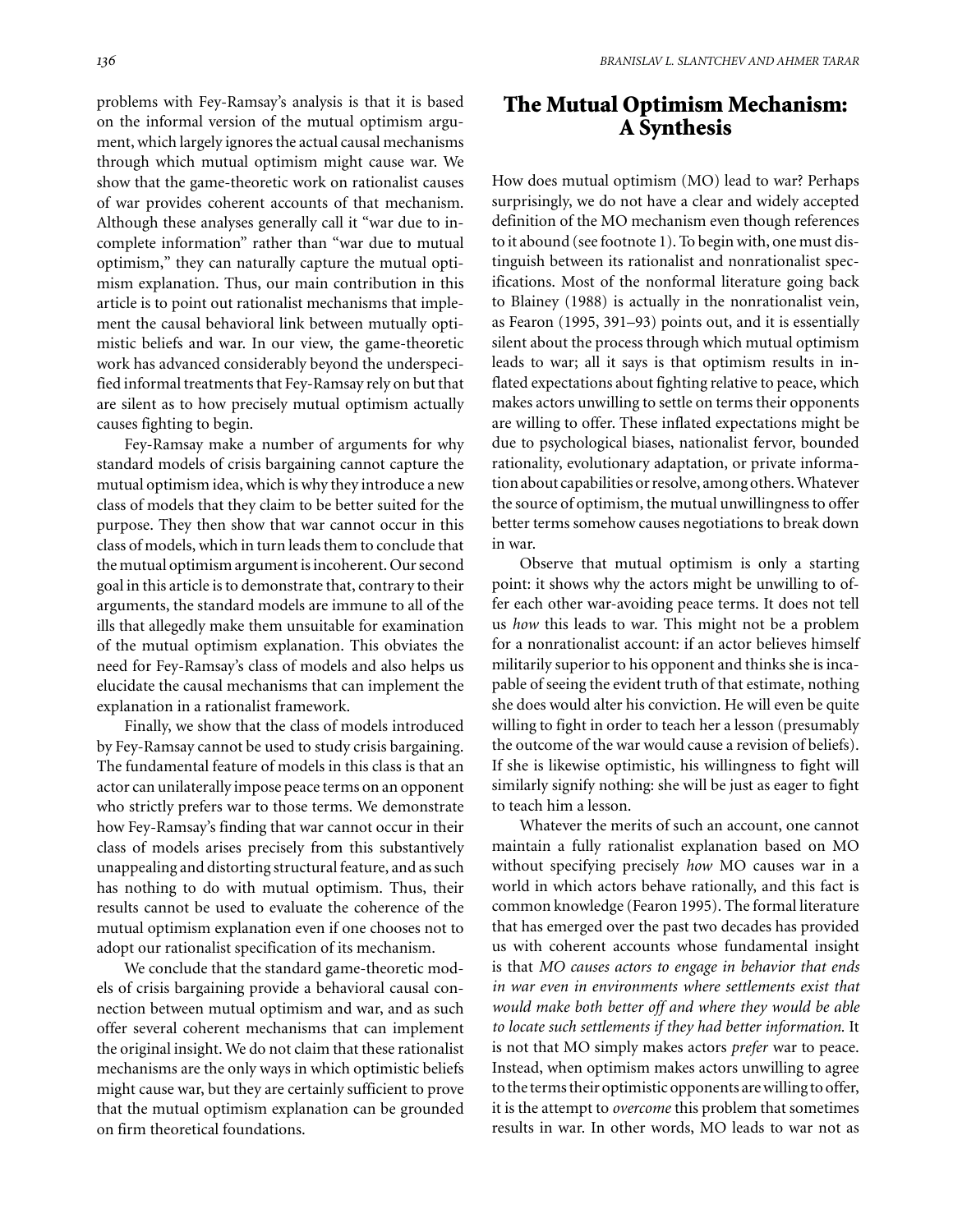problems with Fey-Ramsay's analysis is that it is based on the informal version of the mutual optimism argument, which largely ignores the actual causal mechanisms through which mutual optimism might cause war. We show that the game-theoretic work on rationalist causes of war provides coherent accounts of that mechanism. Although these analyses generally call it "war due to incomplete information" rather than "war due to mutual optimism," they can naturally capture the mutual optimism explanation. Thus, our main contribution in this article is to point out rationalist mechanisms that implement the causal behavioral link between mutually optimistic beliefs and war. In our view, the game-theoretic work has advanced considerably beyond the underspecified informal treatments that Fey-Ramsay rely on but that are silent as to how precisely mutual optimism actually causes fighting to begin.

Fey-Ramsay make a number of arguments for why standard models of crisis bargaining cannot capture the mutual optimism idea, which is why they introduce a new class of models that they claim to be better suited for the purpose. They then show that war cannot occur in this class of models, which in turn leads them to conclude that the mutual optimism argument is incoherent. Our second goal in this article is to demonstrate that, contrary to their arguments, the standard models are immune to all of the ills that allegedly make them unsuitable for examination of the mutual optimism explanation. This obviates the need for Fey-Ramsay's class of models and also helps us elucidate the causal mechanisms that can implement the explanation in a rationalist framework.

Finally, we show that the class of models introduced by Fey-Ramsay cannot be used to study crisis bargaining. The fundamental feature of models in this class is that an actor can unilaterally impose peace terms on an opponent who strictly prefers war to those terms. We demonstrate how Fey-Ramsay's finding that war cannot occur in their class of models arises precisely from this substantively unappealing and distorting structural feature, and as such has nothing to do with mutual optimism. Thus, their results cannot be used to evaluate the coherence of the mutual optimism explanation even if one chooses not to adopt our rationalist specification of its mechanism.

We conclude that the standard game-theoretic models of crisis bargaining provide a behavioral causal connection between mutual optimism and war, and as such offer several coherent mechanisms that can implement the original insight. We do not claim that these rationalist mechanisms are the only ways in which optimistic beliefs might cause war, but they are certainly sufficient to prove that the mutual optimism explanation can be grounded on firm theoretical foundations.

## The Mutual Optimism Mechanism: A Synthesis

How does mutual optimism (MO) lead to war? Perhaps surprisingly, we do not have a clear and widely accepted definition of the MO mechanism even though references to it abound (see footnote 1). To begin with, one must distinguish between its rationalist and nonrationalist specifications. Most of the nonformal literature going back to Blainey (1988) is actually in the nonrationalist vein, as Fearon (1995, 391–93) points out, and it is essentially silent about the process through which mutual optimism leads to war; all it says is that optimism results in inflated expectations about fighting relative to peace, which makes actors unwilling to settle on terms their opponents are willing to offer. These inflated expectations might be due to psychological biases, nationalist fervor, bounded rationality, evolutionary adaptation, or private information about capabilities or resolve, among others. Whatever the source of optimism, the mutual unwillingness to offer better terms somehow causes negotiations to break down in war.

Observe that mutual optimism is only a starting point: it shows why the actors might be unwilling to offer each other war-avoiding peace terms. It does not tell us *how* this leads to war. This might not be a problem for a nonrationalist account: if an actor believes himself militarily superior to his opponent and thinks she is incapable of seeing the evident truth of that estimate, nothing she does would alter his conviction. He will even be quite willing to fight in order to teach her a lesson (presumably the outcome of the war would cause a revision of beliefs). If she is likewise optimistic, his willingness to fight will similarly signify nothing: she will be just as eager to fight to teach him a lesson.

Whatever the merits of such an account, one cannot maintain a fully rationalist explanation based on MO without specifying precisely *how* MO causes war in a world in which actors behave rationally, and this fact is common knowledge (Fearon 1995). The formal literature that has emerged over the past two decades has provided us with coherent accounts whose fundamental insight is that *MO causes actors to engage in behavior that ends in war even in environments where settlements exist that would make both better off and where they would be able to locate such settlements if they had better information.* It is not that MO simply makes actors *prefer* war to peace. Instead, when optimism makes actors unwilling to agree to the terms their optimistic opponents are willing to offer, it is the attempt to *overcome* this problem that sometimes results in war. In other words, MO leads to war not as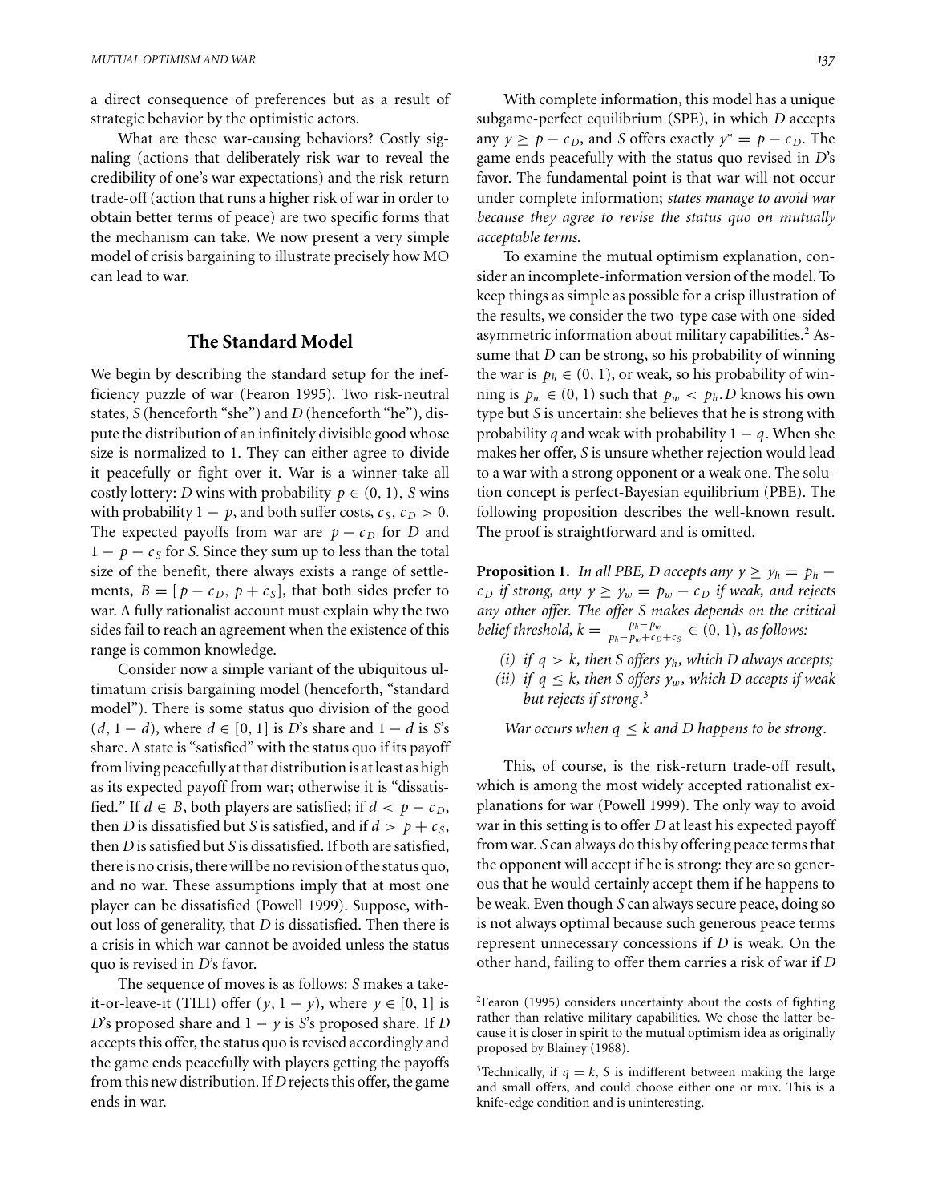a direct consequence of preferences but as a result of strategic behavior by the optimistic actors.

What are these war-causing behaviors? Costly signaling (actions that deliberately risk war to reveal the credibility of one's war expectations) and the risk-return trade-off (action that runs a higher risk of war in order to obtain better terms of peace) are two specific forms that the mechanism can take. We now present a very simple model of crisis bargaining to illustrate precisely how MO can lead to war.

## The Standard Model

We begin by describing the standard setup for the inefficiency puzzle of war (Fearon 1995). Two risk-neutral states, $S$ (henceforth "she") and $D$ (henceforth "he"), dispute the distribution of an infinitely divisible good whose size is normalized to 1. They can either agree to divide it peacefully or fight over it. War is a winner-take-all costly lottery: $D$ wins with probability $p \in (0, 1)$, $S$ wins with probability $1 - p$, and both suffer costs, $c_S, c_D > 0$. The expected payoffs from war are $p - c_D$ for $D$ and $1 - p - c_S$ for $S$. Since they sum up to less than the total size of the benefit, there always exists a range of settlements, $B = [p - c_D, p + c_S]$, that both sides prefer to war. A fully rationalist account must explain why the two sides fail to reach an agreement when the existence of this range is common knowledge.

Consider now a simple variant of the ubiquitous ultimatum crisis bargaining model (henceforth, "standard model"). There is some status quo division of the good $(d, 1 - d)$, where $d \in [0, 1]$ is $D$'s share and $1 - d$ is $S$'s share. A state is "satisfied" with the status quo if its payoff from living peacefully at that distribution is at least as high as its expected payoff from war; otherwise it is "dissatisfied." If $d \in B$, both players are satisfied; if $d < p - c_D$, then $D$ is dissatisfied but $S$ is satisfied, and if $d > p + c_S$, then $D$ is satisfied but $S$ is dissatisfied. If both are satisfied, there is no crisis, there will be no revision of the status quo, and no war. These assumptions imply that at most one player can be dissatisfied (Powell 1999). Suppose, without loss of generality, that $D$ is dissatisfied. Then there is a crisis in which war cannot be avoided unless the status quo is revised in $D$'s favor.

The sequence of moves is as follows: $S$ makes a take-it-or-leave-it (TILI) offer $(y, 1 - y)$, where $y \in [0, 1]$ is $D$'s proposed share and $1 - y$ is $S$'s proposed share. If $D$ accepts this offer, the status quo is revised accordingly and the game ends peacefully with players getting the payoffs from this new distribution. If $D$ rejects this offer, the game ends in war.

With complete information, this model has a unique subgame-perfect equilibrium (SPE), in which $D$ accepts any $y \geq p - c_D$, and $S$ offers exactly $y^* = p - c_D$. The game ends peacefully with the status quo revised in $D$'s favor. The fundamental point is that war will not occur under complete information; *states manage to avoid war because they agree to revise the status quo on mutually acceptable terms.*

To examine the mutual optimism explanation, consider an incomplete-information version of the model. To keep things as simple as possible for a crisp illustration of the results, we consider the two-type case with one-sided asymmetric information about military capabilities.[2] Assume that $D$ can be strong, so his probability of winning the war is $p_h \in (0, 1)$, or weak, so his probability of winning is $p_w \in (0, 1)$ such that $p_w < p_h$. $D$ knows his own type but $S$ is uncertain: she believes that he is strong with probability $q$ and weak with probability $1 - q$. When she makes her offer, $S$ is unsure whether rejection would lead to a war with a strong opponent or a weak one. The solution concept is perfect-Bayesian equilibrium (PBE). The following proposition describes the well-known result. The proof is straightforward and is omitted.

**Proposition 1.** *In all PBE, $D$ accepts any $y \geq y_h = p_h - c_D$ if strong, any $y \geq y_w = p_w - c_D$ if weak, and rejects any other offer. The offer $S$ makes depends on the critical belief threshold, $k = \frac{p_h - p_w}{p_h - p_w + c_D + c_S} \in (0, 1)$, as follows:*

*(i) if $q > k$, then $S$ offers $y_h$, which $D$ always accepts;*
*(ii) if $q \leq k$, then $S$ offers $y_w$, which $D$ accepts if weak but rejects if strong.*[3]

*War occurs when $q \leq k$ and $D$ happens to be strong.*

This, of course, is the risk-return trade-off result, which is among the most widely accepted rationalist explanations for war (Powell 1999). The only way to avoid war in this setting is to offer $D$ at least his expected payoff from war. $S$ can always do this by offering peace terms that the opponent will accept if he is strong: they are so generous that he would certainly accept them if he happens to be weak. Even though $S$ can always secure peace, doing so is not always optimal because such generous peace terms represent unnecessary concessions if $D$ is weak. On the other hand, failing to offer them carries a risk of war if $D$

[2] Fearon (1995) considers uncertainty about the costs of fighting rather than relative military capabilities. We chose the latter because it is closer in spirit to the mutual optimism idea as originally proposed by Blainey (1988).

[3] Technically, if $q = k$, $S$ is indifferent between making the large and small offers, and could choose either one or mix. This is a knife-edge condition and is uninteresting.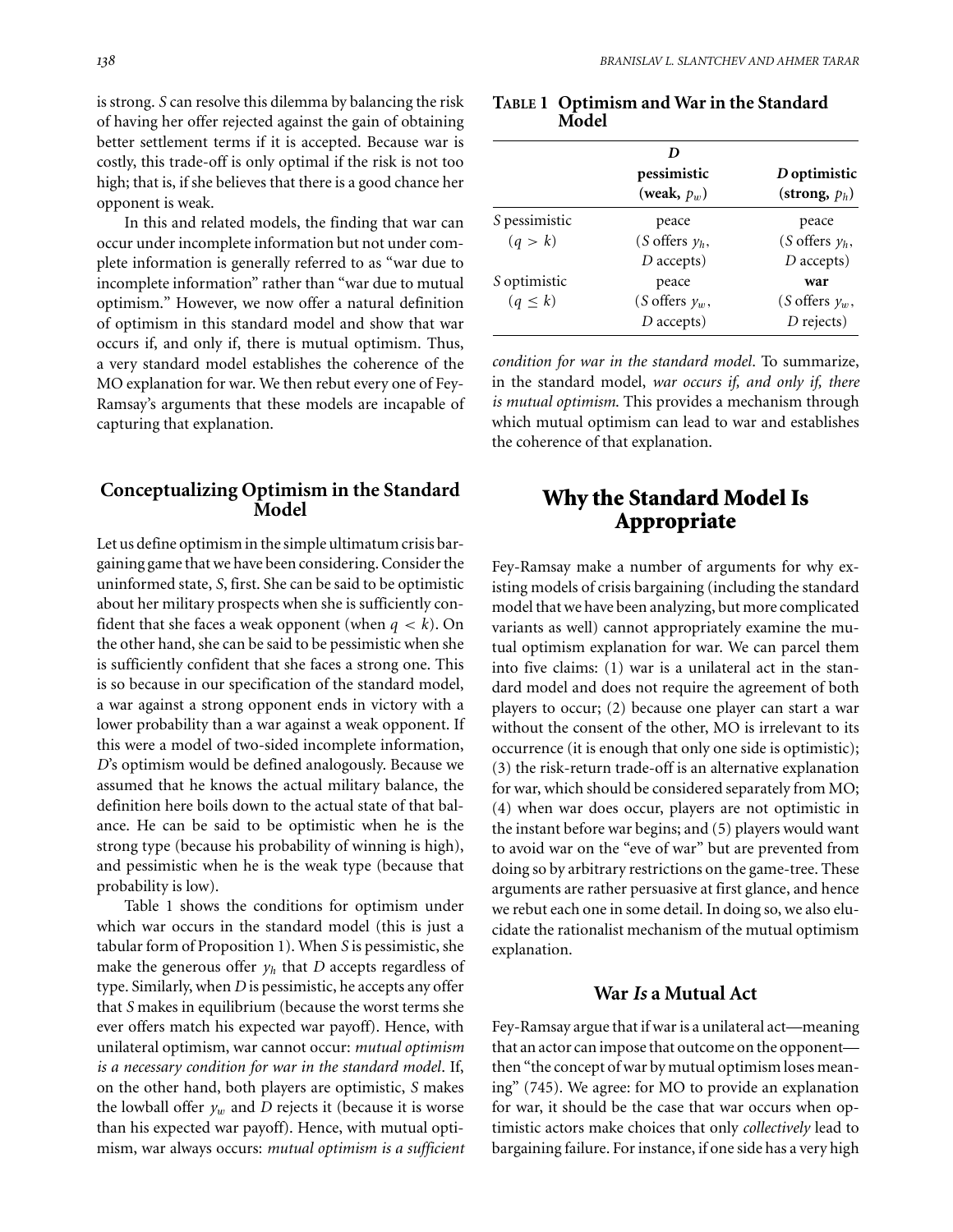is strong. $S$ can resolve this dilemma by balancing the risk of having her offer rejected against the gain of obtaining better settlement terms if it is accepted. Because war is costly, this trade-off is only optimal if the risk is not too high; that is, if she believes that there is a good chance her opponent is weak.

In this and related models, the finding that war can occur under incomplete information but not under complete information is generally referred to as "war due to incomplete information" rather than "war due to mutual optimism." However, we now offer a natural definition of optimism in this standard model and show that war occurs if, and only if, there is mutual optimism. Thus, a very standard model establishes the coherence of the MO explanation for war. We then rebut every one of Fey-Ramsay's arguments that these models are incapable of capturing that explanation.

## Conceptualizing Optimism in the Standard Model

Let us define optimism in the simple ultimatum crisis bargaining game that we have been considering. Consider the uninformed state, $S$, first. She can be said to be optimistic about her military prospects when she is sufficiently confident that she faces a weak opponent (when $q < k$). On the other hand, she can be said to be pessimistic when she is sufficiently confident that she faces a strong one. This is so because in our specification of the standard model, a war against a strong opponent ends in victory with a lower probability than a war against a weak opponent. If this were a model of two-sided incomplete information, $D$'s optimism would be defined analogously. Because we assumed that he knows the actual military balance, the definition here boils down to the actual state of that balance. He can be said to be optimistic when he is the strong type (because his probability of winning is high), and pessimistic when he is the weak type (because that probability is low).

Table 1 shows the conditions for optimism under which war occurs in the standard model (this is just a tabular form of Proposition 1). When $S$ is pessimistic, she make the generous offer $y_h$ that $D$ accepts regardless of type. Similarly, when $D$ is pessimistic, he accepts any offer that $S$ makes in equilibrium (because the worst terms she ever offers match his expected war payoff). Hence, with unilateral optimism, war cannot occur: *mutual optimism is a necessary condition for war in the standard model*. If, on the other hand, both players are optimistic, $S$ makes the lowball offer $y_w$ and $D$ rejects it (because it is worse than his expected war payoff). Hence, with mutual optimism, war always occurs: *mutual optimism is a sufficient condition for war in the standard model*. To summarize, in the standard model, *war occurs if, and only if, there is mutual optimism*. This provides a mechanism through which mutual optimism can lead to war and establishes the coherence of that explanation.

**TABLE 1 Optimism and War in the Standard Model**

| | ***D*** pessimistic (weak, $p_w$) | ***D* optimistic** (strong, $p_h$) |
|---|---|---|
| $S$ pessimistic ($q > k$) | peace ($S$ offers $y_h$, $D$ accepts) | peace ($S$ offers $y_h$, $D$ accepts) |
| $S$ optimistic ($q \leq k$) | peace ($S$ offers $y_w$, $D$ accepts) | **war** ($S$ offers $y_w$, $D$ rejects) |

## Why the Standard Model Is Appropriate

Fey-Ramsay make a number of arguments for why existing models of crisis bargaining (including the standard model that we have been analyzing, but more complicated variants as well) cannot appropriately examine the mutual optimism explanation for war. We can parcel them into five claims: (1) war is a unilateral act in the standard model and does not require the agreement of both players to occur; (2) because one player can start a war without the consent of the other, MO is irrelevant to its occurrence (it is enough that only one side is optimistic); (3) the risk-return trade-off is an alternative explanation for war, which should be considered separately from MO; (4) when war does occur, players are not optimistic in the instant before war begins; and (5) players would want to avoid war on the "eve of war" but are prevented from doing so by arbitrary restrictions on the game-tree. These arguments are rather persuasive at first glance, and hence we rebut each one in some detail. In doing so, we also elucidate the rationalist mechanism of the mutual optimism explanation.

### War *Is* a Mutual Act

Fey-Ramsay argue that if war is a unilateral act—meaning that an actor can impose that outcome on the opponent—then "the concept of war by mutual optimism loses meaning" (745). We agree: for MO to provide an explanation for war, it should be the case that war occurs when optimistic actors make choices that only *collectively* lead to bargaining failure. For instance, if one side has a very high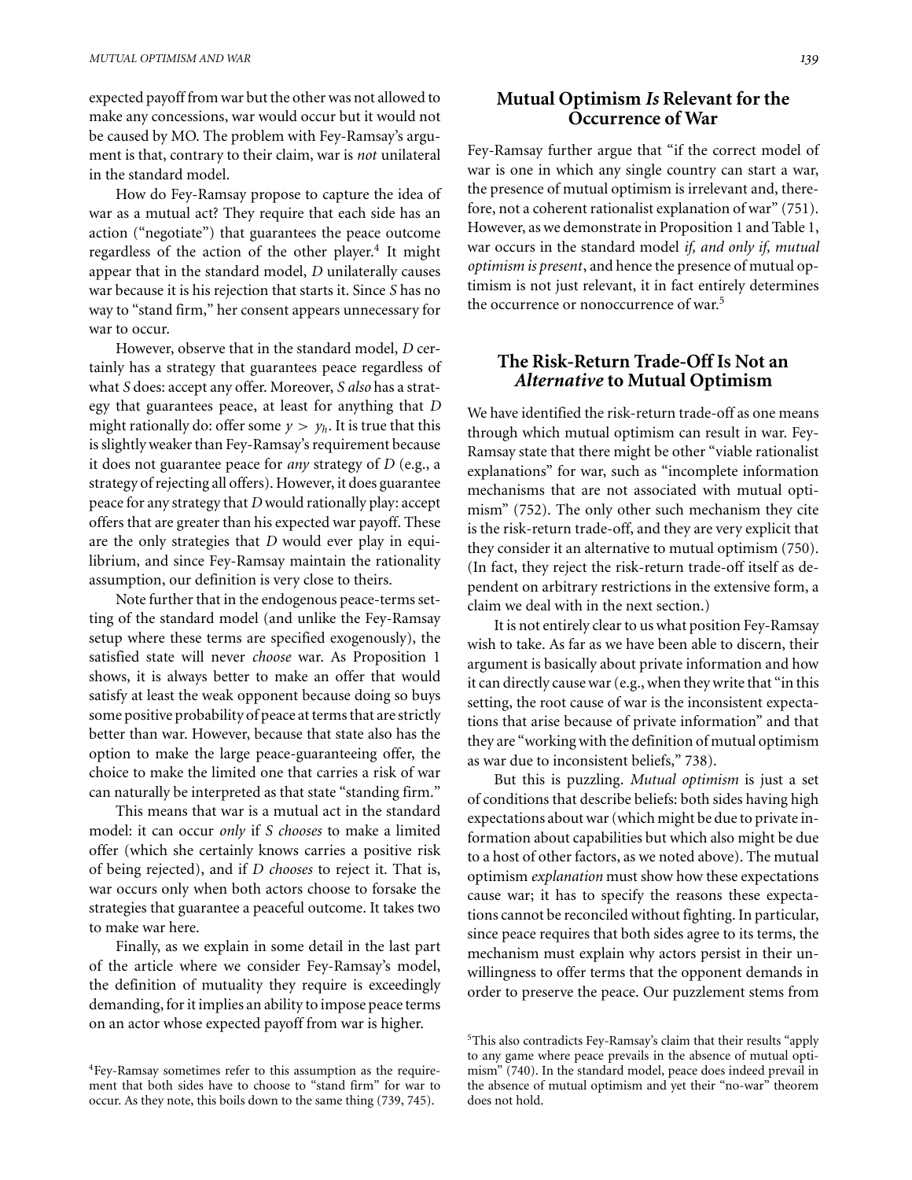expected payoff from war but the other was not allowed to make any concessions, war would occur but it would not be caused by MO. The problem with Fey-Ramsay's argument is that, contrary to their claim, war is *not* unilateral in the standard model.

How do Fey-Ramsay propose to capture the idea of war as a mutual act? They require that each side has an action ("negotiate") that guarantees the peace outcome regardless of the action of the other player.[4] It might appear that in the standard model, $D$ unilaterally causes war because it is his rejection that starts it. Since $S$ has no way to "stand firm," her consent appears unnecessary for war to occur.

However, observe that in the standard model, $D$ certainly has a strategy that guarantees peace regardless of what $S$ does: accept any offer. Moreover, $S$ *also* has a strategy that guarantees peace, at least for anything that $D$ might rationally do: offer some $y > y_h$. It is true that this is slightly weaker than Fey-Ramsay's requirement because it does not guarantee peace for *any* strategy of $D$ (e.g., a strategy of rejecting all offers). However, it does guarantee peace for any strategy that $D$ would rationally play: accept offers that are greater than his expected war payoff. These are the only strategies that $D$ would ever play in equilibrium, and since Fey-Ramsay maintain the rationality assumption, our definition is very close to theirs.

Note further that in the endogenous peace-terms setting of the standard model (and unlike the Fey-Ramsay setup where these terms are specified exogenously), the satisfied state will never *choose* war. As Proposition 1 shows, it is always better to make an offer that would satisfy at least the weak opponent because doing so buys some positive probability of peace at terms that are strictly better than war. However, because that state also has the option to make the large peace-guaranteeing offer, the choice to make the limited one that carries a risk of war can naturally be interpreted as that state "standing firm."

This means that war is a mutual act in the standard model: it can occur *only* if $S$ *chooses* to make a limited offer (which she certainly knows carries a positive risk of being rejected), and if $D$ *chooses* to reject it. That is, war occurs only when both actors choose to forsake the strategies that guarantee a peaceful outcome. It takes two to make war here.

Finally, as we explain in some detail in the last part of the article where we consider Fey-Ramsay's model, the definition of mutuality they require is exceedingly demanding, for it implies an ability to impose peace terms on an actor whose expected payoff from war is higher.

[4]Fey-Ramsay sometimes refer to this assumption as the requirement that both sides have to choose to "stand firm" for war to occur. As they note, this boils down to the same thing (739, 745).

## Mutual Optimism *Is* Relevant for the Occurrence of War

Fey-Ramsay further argue that "if the correct model of war is one in which any single country can start a war, the presence of mutual optimism is irrelevant and, therefore, not a coherent rationalist explanation of war" (751). However, as we demonstrate in Proposition 1 and Table 1, war occurs in the standard model *if, and only if, mutual optimism is present*, and hence the presence of mutual optimism is not just relevant, it in fact entirely determines the occurrence or nonoccurrence of war.[5]

## The Risk-Return Trade-Off Is Not an *Alternative* to Mutual Optimism

We have identified the risk-return trade-off as one means through which mutual optimism can result in war. Fey-Ramsay state that there might be other "viable rationalist explanations" for war, such as "incomplete information mechanisms that are not associated with mutual optimism" (752). The only other such mechanism they cite is the risk-return trade-off, and they are very explicit that they consider it an alternative to mutual optimism (750). (In fact, they reject the risk-return trade-off itself as dependent on arbitrary restrictions in the extensive form, a claim we deal with in the next section.)

It is not entirely clear to us what position Fey-Ramsay wish to take. As far as we have been able to discern, their argument is basically about private information and how it can directly cause war (e.g., when they write that "in this setting, the root cause of war is the inconsistent expectations that arise because of private information" and that they are "working with the definition of mutual optimism as war due to inconsistent beliefs," 738).

But this is puzzling. *Mutual optimism* is just a set of conditions that describe beliefs: both sides having high expectations about war (which might be due to private information about capabilities but which also might be due to a host of other factors, as we noted above). The mutual optimism *explanation* must show how these expectations cause war; it has to specify the reasons these expectations cannot be reconciled without fighting. In particular, since peace requires that both sides agree to its terms, the mechanism must explain why actors persist in their unwillingness to offer terms that the opponent demands in order to preserve the peace. Our puzzlement stems from

[5]This also contradicts Fey-Ramsay's claim that their results "apply to any game where peace prevails in the absence of mutual optimism" (740). In the standard model, peace does indeed prevail in the absence of mutual optimism and yet their "no-war" theorem does not hold.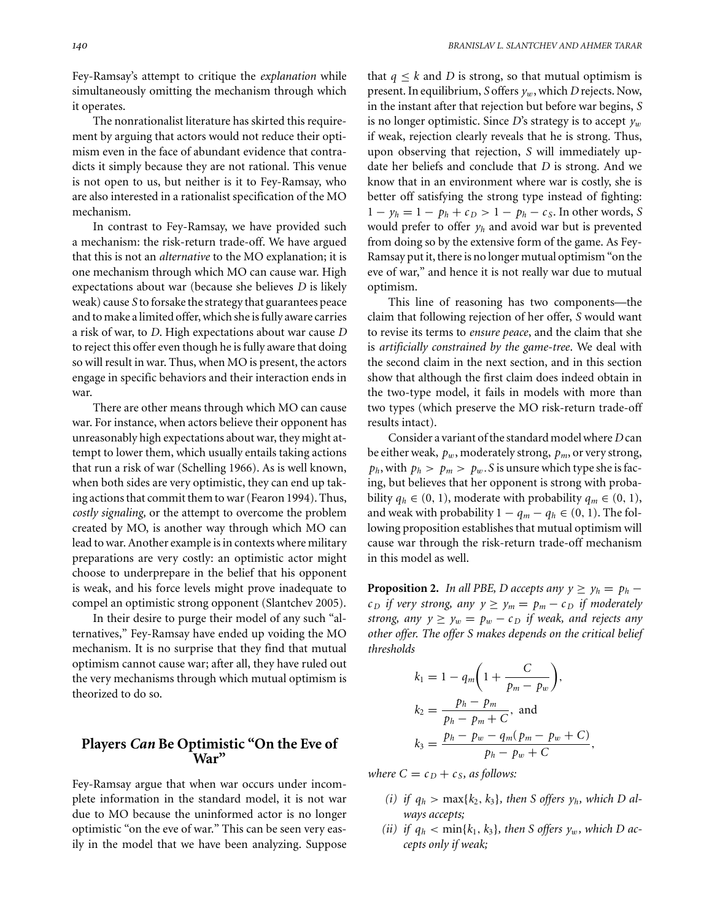Fey-Ramsay's attempt to critique the *explanation* while simultaneously omitting the mechanism through which it operates.

The nonrationalist literature has skirted this requirement by arguing that actors would not reduce their optimism even in the face of abundant evidence that contradicts it simply because they are not rational. This venue is not open to us, but neither is it to Fey-Ramsay, who are also interested in a rationalist specification of the MO mechanism.

In contrast to Fey-Ramsay, we have provided such a mechanism: the risk-return trade-off. We have argued that this is not an *alternative* to the MO explanation; it is one mechanism through which MO can cause war. High expectations about war (because she believes $D$ is likely weak) cause $S$ to forsake the strategy that guarantees peace and to make a limited offer, which she is fully aware carries a risk of war, to $D$. High expectations about war cause $D$ to reject this offer even though he is fully aware that doing so will result in war. Thus, when MO is present, the actors engage in specific behaviors and their interaction ends in war.

There are other means through which MO can cause war. For instance, when actors believe their opponent has unreasonably high expectations about war, they might attempt to lower them, which usually entails taking actions that run a risk of war (Schelling 1966). As is well known, when both sides are very optimistic, they can end up taking actions that commit them to war (Fearon 1994). Thus, *costly signaling*, or the attempt to overcome the problem created by MO, is another way through which MO can lead to war. Another example is in contexts where military preparations are very costly: an optimistic actor might choose to underprepare in the belief that his opponent is weak, and his force levels might prove inadequate to compel an optimistic strong opponent (Slantchev 2005).

In their desire to purge their model of any such "alternatives," Fey-Ramsay have ended up voiding the MO mechanism. It is no surprise that they find that mutual optimism cannot cause war; after all, they have ruled out the very mechanisms through which mutual optimism is theorized to do so.

## Players *Can* Be Optimistic "On the Eve of War"

Fey-Ramsay argue that when war occurs under incomplete information in the standard model, it is not war due to MO because the uninformed actor is no longer optimistic "on the eve of war." This can be seen very easily in the model that we have been analyzing. Suppose that $q \leq k$ and $D$ is strong, so that mutual optimism is present. In equilibrium, $S$ offers $y_w$, which $D$ rejects. Now, in the instant after that rejection but before war begins, $S$ is no longer optimistic. Since $D$'s strategy is to accept $y_w$ if weak, rejection clearly reveals that he is strong. Thus, upon observing that rejection, $S$ will immediately update her beliefs and conclude that $D$ is strong. And we know that in an environment where war is costly, she is better off satisfying the strong type instead of fighting: $1 - y_h = 1 - p_h + c_D > 1 - p_h - c_S$. In other words, $S$ would prefer to offer $y_h$ and avoid war but is prevented from doing so by the extensive form of the game. As Fey-Ramsay put it, there is no longer mutual optimism "on the eve of war," and hence it is not really war due to mutual optimism.

This line of reasoning has two components—the claim that following rejection of her offer, $S$ would want to revise its terms to *ensure peace*, and the claim that she is *artificially constrained by the game-tree*. We deal with the second claim in the next section, and in this section show that although the first claim does indeed obtain in the two-type model, it fails in models with more than two types (which preserve the MO risk-return trade-off results intact).

Consider a variant of the standard model where $D$ can be either weak, $p_w$, moderately strong, $p_m$, or very strong, $p_h$, with $p_h > p_m > p_w$. $S$ is unsure which type she is facing, but believes that her opponent is strong with probability $q_h \in (0, 1)$, moderate with probability $q_m \in (0, 1)$, and weak with probability $1 - q_m - q_h \in (0, 1)$. The following proposition establishes that mutual optimism will cause war through the risk-return trade-off mechanism in this model as well.

**Proposition 2.** *In all PBE, $D$ accepts any $y \geq y_h = p_h - c_D$ if very strong, any $y \geq y_m = p_m - c_D$ if moderately strong, any $y \geq y_w = p_w - c_D$ if weak, and rejects any other offer. The offer $S$ makes depends on the critical belief thresholds*

$$k_1 = 1 - q_m\left(1 + \frac{C}{p_m - p_w}\right),$$

$$k_2 = \frac{p_h - p_m}{p_h - p_m + C}, \text{ and}$$

$$k_3 = \frac{p_h - p_w - q_m(p_m - p_w + C)}{p_h - p_w + C},$$

*where $C = c_D + c_S$, as follows:*

- *(i) if $q_h > \max\{k_2, k_3\}$, then $S$ offers $y_h$, which $D$ always accepts;*
- *(ii) if $q_h < \min\{k_1, k_3\}$, then $S$ offers $y_w$, which $D$ accepts only if weak;*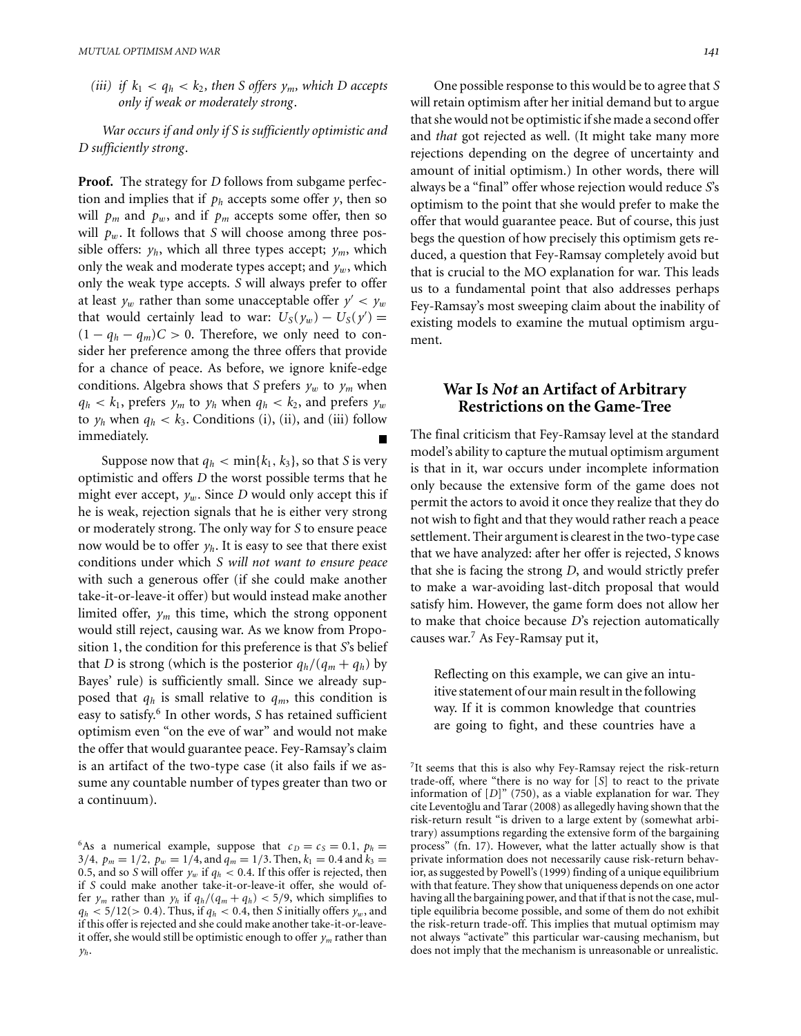*(iii) if $k_1 < q_h < k_2$, then S offers $y_m$, which D accepts only if weak or moderately strong.*

*War occurs if and only if S is sufficiently optimistic and D sufficiently strong.*

**Proof.** The strategy for $D$ follows from subgame perfection and implies that if $p_h$ accepts some offer $y$, then so will $p_m$ and $p_w$, and if $p_m$ accepts some offer, then so will $p_w$. It follows that $S$ will choose among three possible offers: $y_h$, which all three types accept; $y_m$, which only the weak and moderate types accept; and $y_w$, which only the weak type accepts. $S$ will always prefer to offer at least $y_w$ rather than some unacceptable offer $y' < y_w$ that would certainly lead to war: $U_S(y_w) - U_S(y') = (1 - q_h - q_m)C > 0$. Therefore, we only need to consider her preference among the three offers that provide for a chance of peace. As before, we ignore knife-edge conditions. Algebra shows that $S$ prefers $y_w$ to $y_m$ when $q_h < k_1$, prefers $y_m$ to $y_h$ when $q_h < k_2$, and prefers $y_w$ to $y_h$ when $q_h < k_3$. Conditions (i), (ii), and (iii) follow immediately. ■

Suppose now that $q_h < \min\{k_1, k_3\}$, so that $S$ is very optimistic and offers $D$ the worst possible terms that he might ever accept, $y_w$. Since $D$ would only accept this if he is weak, rejection signals that he is either very strong or moderately strong. The only way for $S$ to ensure peace now would be to offer $y_h$. It is easy to see that there exist conditions under which *S will not want to ensure peace* with such a generous offer (if she could make another take-it-or-leave-it offer) but would instead make another limited offer, $y_m$ this time, which the strong opponent would still reject, causing war. As we know from Proposition 1, the condition for this preference is that $S$'s belief that $D$ is strong (which is the posterior $q_h/(q_m + q_h)$ by Bayes' rule) is sufficiently small. Since we already supposed that $q_h$ is small relative to $q_m$, this condition is easy to satisfy.[6] In other words, $S$ has retained sufficient optimism even "on the eve of war" and would not make the offer that would guarantee peace. Fey-Ramsay's claim is an artifact of the two-type case (it also fails if we assume any countable number of types greater than two or a continuum).

One possible response to this would be to agree that $S$ will retain optimism after her initial demand but to argue that she would not be optimistic if she made a second offer and *that* got rejected as well. (It might take many more rejections depending on the degree of uncertainty and amount of initial optimism.) In other words, there will always be a "final" offer whose rejection would reduce $S$'s optimism to the point that she would prefer to make the offer that would guarantee peace. But of course, this just begs the question of how precisely this optimism gets reduced, a question that Fey-Ramsay completely avoid but that is crucial to the MO explanation for war. This leads us to a fundamental point that also addresses perhaps Fey-Ramsay's most sweeping claim about the inability of existing models to examine the mutual optimism argument.

## War Is *Not* an Artifact of Arbitrary Restrictions on the Game-Tree

The final criticism that Fey-Ramsay level at the standard model's ability to capture the mutual optimism argument is that in it, war occurs under incomplete information only because the extensive form of the game does not permit the actors to avoid it once they realize that they do not wish to fight and that they would rather reach a peace settlement. Their argument is clearest in the two-type case that we have analyzed: after her offer is rejected, $S$ knows that she is facing the strong $D$, and would strictly prefer to make a war-avoiding last-ditch proposal that would satisfy him. However, the game form does not allow her to make that choice because $D$'s rejection automatically causes war.[7] As Fey-Ramsay put it,

> Reflecting on this example, we can give an intuitive statement of our main result in the following way. If it is common knowledge that countries are going to fight, and these countries have a

[6] As a numerical example, suppose that $c_D = c_S = 0.1$, $p_h = 3/4$, $p_m = 1/2$, $p_w = 1/4$, and $q_m = 1/3$. Then, $k_1 = 0.4$ and $k_3 = 0.5$, and so $S$ will offer $y_w$ if $q_h < 0.4$. If this offer is rejected, then if $S$ could make another take-it-or-leave-it offer, she would offer $y_m$ rather than $y_h$ if $q_h/(q_m + q_h) < 5/9$, which simplifies to $q_h < 5/12 (> 0.4)$. Thus, if $q_h < 0.4$, then $S$ initially offers $y_w$, and if this offer is rejected and she could make another take-it-or-leave-it offer, she would still be optimistic enough to offer $y_m$ rather than $y_h$.

[7] It seems that this is also why Fey-Ramsay reject the risk-return trade-off, where "there is no way for [$S$] to react to the private information of [$D$]" (750), as a viable explanation for war. They cite Leventoğlu and Tarar (2008) as allegedly having shown that the risk-return result "is driven to a large extent by (somewhat arbitrary) assumptions regarding the extensive form of the bargaining process" (fn. 17). However, what the latter actually show is that private information does not necessarily cause risk-return behavior, as suggested by Powell's (1999) finding of a unique equilibrium with that feature. They show that uniqueness depends on one actor having all the bargaining power, and that if that is not the case, multiple equilibria become possible, and some of them do not exhibit the risk-return trade-off. This implies that mutual optimism may not always "activate" this particular war-causing mechanism, but does not imply that the mechanism is unreasonable or unrealistic.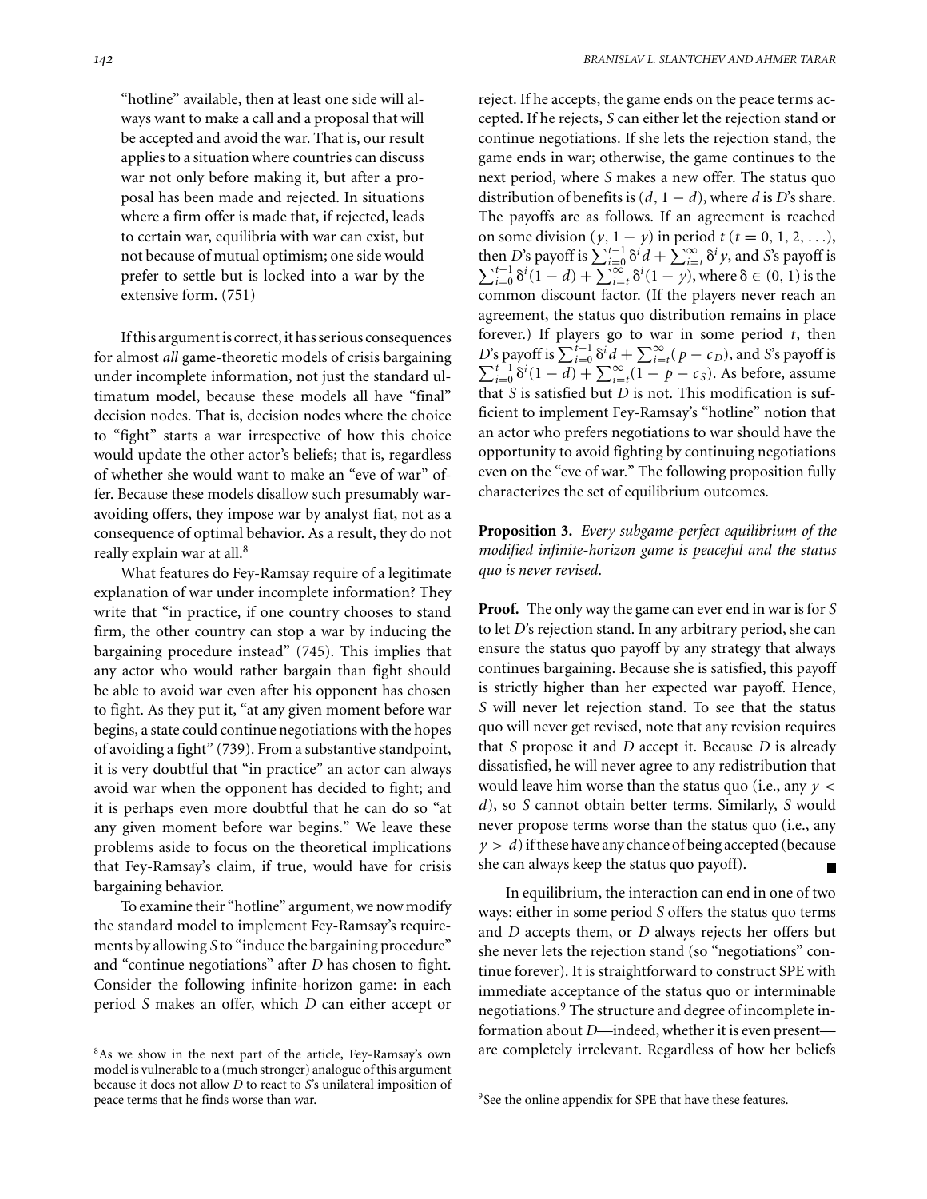"hotline" available, then at least one side will always want to make a call and a proposal that will be accepted and avoid the war. That is, our result applies to a situation where countries can discuss war not only before making it, but after a proposal has been made and rejected. In situations where a firm offer is made that, if rejected, leads to certain war, equilibria with war can exist, but not because of mutual optimism; one side would prefer to settle but is locked into a war by the extensive form. (751)

If this argument is correct, it has serious consequences for almost *all* game-theoretic models of crisis bargaining under incomplete information, not just the standard ultimatum model, because these models all have "final" decision nodes. That is, decision nodes where the choice to "fight" starts a war irrespective of how this choice would update the other actor's beliefs; that is, regardless of whether she would want to make an "eve of war" offer. Because these models disallow such presumably war-avoiding offers, they impose war by analyst fiat, not as a consequence of optimal behavior. As a result, they do not really explain war at all.[8]

What features do Fey-Ramsay require of a legitimate explanation of war under incomplete information? They write that "in practice, if one country chooses to stand firm, the other country can stop a war by inducing the bargaining procedure instead" (745). This implies that any actor who would rather bargain than fight should be able to avoid war even after his opponent has chosen to fight. As they put it, "at any given moment before war begins, a state could continue negotiations with the hopes of avoiding a fight" (739). From a substantive standpoint, it is very doubtful that "in practice" an actor can always avoid war when the opponent has decided to fight; and it is perhaps even more doubtful that he can do so "at any given moment before war begins." We leave these problems aside to focus on the theoretical implications that Fey-Ramsay's claim, if true, would have for crisis bargaining behavior.

To examine their "hotline" argument, we now modify the standard model to implement Fey-Ramsay's requirements by allowing $S$ to "induce the bargaining procedure" and "continue negotiations" after $D$ has chosen to fight. Consider the following infinite-horizon game: in each period $S$ makes an offer, which $D$ can either accept or reject. If he accepts, the game ends on the peace terms accepted. If he rejects, $S$ can either let the rejection stand or continue negotiations. If she lets the rejection stand, the game ends in war; otherwise, the game continues to the next period, where $S$ makes a new offer. The status quo distribution of benefits is $(d, 1-d)$, where $d$ is $D$'s share. The payoffs are as follows. If an agreement is reached on some division $(y, 1-y)$ in period $t$ $(t = 0, 1, 2, \ldots)$, then $D$'s payoff is $\sum_{i=0}^{t-1} \delta^i d + \sum_{i=t}^{\infty} \delta^i y$, and $S$'s payoff is $\sum_{i=0}^{t-1} \delta^i (1-d) + \sum_{i=t}^{\infty} \delta^i (1-y)$, where $\delta \in (0, 1)$ is the common discount factor. (If the players never reach an agreement, the status quo distribution remains in place forever.) If players go to war in some period $t$, then $D$'s payoff is $\sum_{i=0}^{t-1} \delta^i d + \sum_{i=t}^{\infty} (p - c_D)$, and $S$'s payoff is $\sum_{i=0}^{t-1} \delta^i (1-d) + \sum_{i=t}^{\infty} (1 - p - c_S)$. As before, assume that $S$ is satisfied but $D$ is not. This modification is sufficient to implement Fey-Ramsay's "hotline" notion that an actor who prefers negotiations to war should have the opportunity to avoid fighting by continuing negotiations even on the "eve of war." The following proposition fully characterizes the set of equilibrium outcomes.

**Proposition 3.** *Every subgame-perfect equilibrium of the modified infinite-horizon game is peaceful and the status quo is never revised.*

**Proof.** The only way the game can ever end in war is for $S$ to let $D$'s rejection stand. In any arbitrary period, she can ensure the status quo payoff by any strategy that always continues bargaining. Because she is satisfied, this payoff is strictly higher than her expected war payoff. Hence, $S$ will never let rejection stand. To see that the status quo will never get revised, note that any revision requires that $S$ propose it and $D$ accept it. Because $D$ is already dissatisfied, he will never agree to any redistribution that would leave him worse than the status quo (i.e., any $y < d$), so $S$ cannot obtain better terms. Similarly, $S$ would never propose terms worse than the status quo (i.e., any $y > d$) if these have any chance of being accepted (because she can always keep the status quo payoff). ■

In equilibrium, the interaction can end in one of two ways: either in some period $S$ offers the status quo terms and $D$ accepts them, or $D$ always rejects her offers but she never lets the rejection stand (so "negotiations" continue forever). It is straightforward to construct SPE with immediate acceptance of the status quo or interminable negotiations.[9] The structure and degree of incomplete information about $D$—indeed, whether it is even present—are completely irrelevant. Regardless of how her beliefs

[8]As we show in the next part of the article, Fey-Ramsay's own model is vulnerable to a (much stronger) analogue of this argument because it does not allow $D$ to react to $S$'s unilateral imposition of peace terms that he finds worse than war.

[9]See the online appendix for SPE that have these features.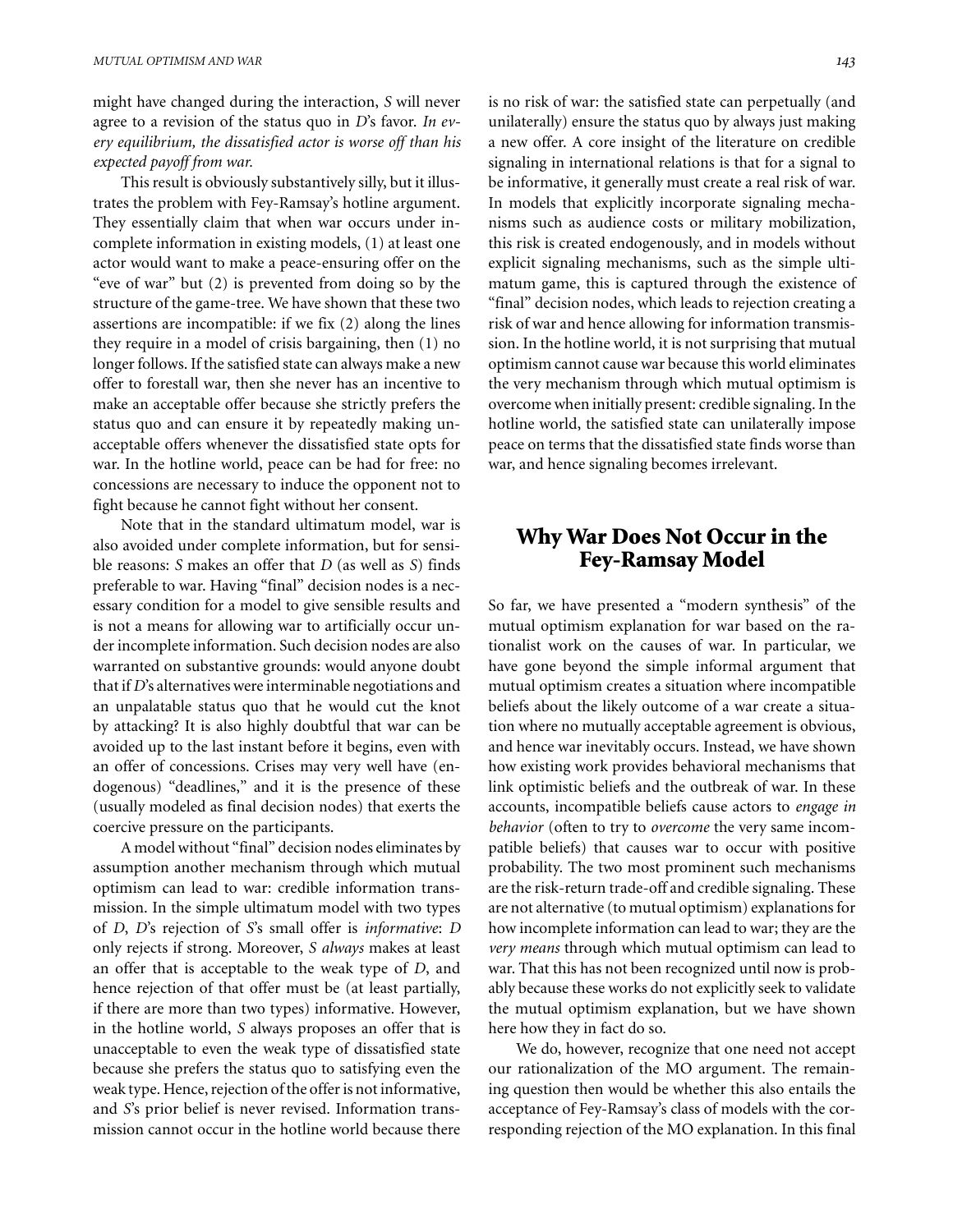might have changed during the interaction, *S* will never agree to a revision of the status quo in *D*'s favor. *In every equilibrium, the dissatisfied actor is worse off than his expected payoff from war.*

This result is obviously substantively silly, but it illustrates the problem with Fey-Ramsay's hotline argument. They essentially claim that when war occurs under incomplete information in existing models, (1) at least one actor would want to make a peace-ensuring offer on the "eve of war" but (2) is prevented from doing so by the structure of the game-tree. We have shown that these two assertions are incompatible: if we fix (2) along the lines they require in a model of crisis bargaining, then (1) no longer follows. If the satisfied state can always make a new offer to forestall war, then she never has an incentive to make an acceptable offer because she strictly prefers the status quo and can ensure it by repeatedly making unacceptable offers whenever the dissatisfied state opts for war. In the hotline world, peace can be had for free: no concessions are necessary to induce the opponent not to fight because he cannot fight without her consent.

Note that in the standard ultimatum model, war is also avoided under complete information, but for sensible reasons: *S* makes an offer that *D* (as well as *S*) finds preferable to war. Having "final" decision nodes is a necessary condition for a model to give sensible results and is not a means for allowing war to artificially occur under incomplete information. Such decision nodes are also warranted on substantive grounds: would anyone doubt that if *D*'s alternatives were interminable negotiations and an unpalatable status quo that he would cut the knot by attacking? It is also highly doubtful that war can be avoided up to the last instant before it begins, even with an offer of concessions. Crises may very well have (endogenous) "deadlines," and it is the presence of these (usually modeled as final decision nodes) that exerts the coercive pressure on the participants.

A model without "final" decision nodes eliminates by assumption another mechanism through which mutual optimism can lead to war: credible information transmission. In the simple ultimatum model with two types of *D*, *D*'s rejection of *S*'s small offer is *informative*: *D* only rejects if strong. Moreover, *S always* makes at least an offer that is acceptable to the weak type of *D*, and hence rejection of that offer must be (at least partially, if there are more than two types) informative. However, in the hotline world, *S* always proposes an offer that is unacceptable to even the weak type of dissatisfied state because she prefers the status quo to satisfying even the weak type. Hence, rejection of the offer is not informative, and *S*'s prior belief is never revised. Information transmission cannot occur in the hotline world because there is no risk of war: the satisfied state can perpetually (and unilaterally) ensure the status quo by always just making a new offer. A core insight of the literature on credible signaling in international relations is that for a signal to be informative, it generally must create a real risk of war. In models that explicitly incorporate signaling mechanisms such as audience costs or military mobilization, this risk is created endogenously, and in models without explicit signaling mechanisms, such as the simple ultimatum game, this is captured through the existence of "final" decision nodes, which leads to rejection creating a risk of war and hence allowing for information transmission. In the hotline world, it is not surprising that mutual optimism cannot cause war because this world eliminates the very mechanism through which mutual optimism is overcome when initially present: credible signaling. In the hotline world, the satisfied state can unilaterally impose peace on terms that the dissatisfied state finds worse than war, and hence signaling becomes irrelevant.

## Why War Does Not Occur in the Fey-Ramsay Model

So far, we have presented a "modern synthesis" of the mutual optimism explanation for war based on the rationalist work on the causes of war. In particular, we have gone beyond the simple informal argument that mutual optimism creates a situation where incompatible beliefs about the likely outcome of a war create a situation where no mutually acceptable agreement is obvious, and hence war inevitably occurs. Instead, we have shown how existing work provides behavioral mechanisms that link optimistic beliefs and the outbreak of war. In these accounts, incompatible beliefs cause actors to *engage in behavior* (often to try to *overcome* the very same incompatible beliefs) that causes war to occur with positive probability. The two most prominent such mechanisms are the risk-return trade-off and credible signaling. These are not alternative (to mutual optimism) explanations for how incomplete information can lead to war; they are the *very means* through which mutual optimism can lead to war. That this has not been recognized until now is probably because these works do not explicitly seek to validate the mutual optimism explanation, but we have shown here how they in fact do so.

We do, however, recognize that one need not accept our rationalization of the MO argument. The remaining question then would be whether this also entails the acceptance of Fey-Ramsay's class of models with the corresponding rejection of the MO explanation. In this final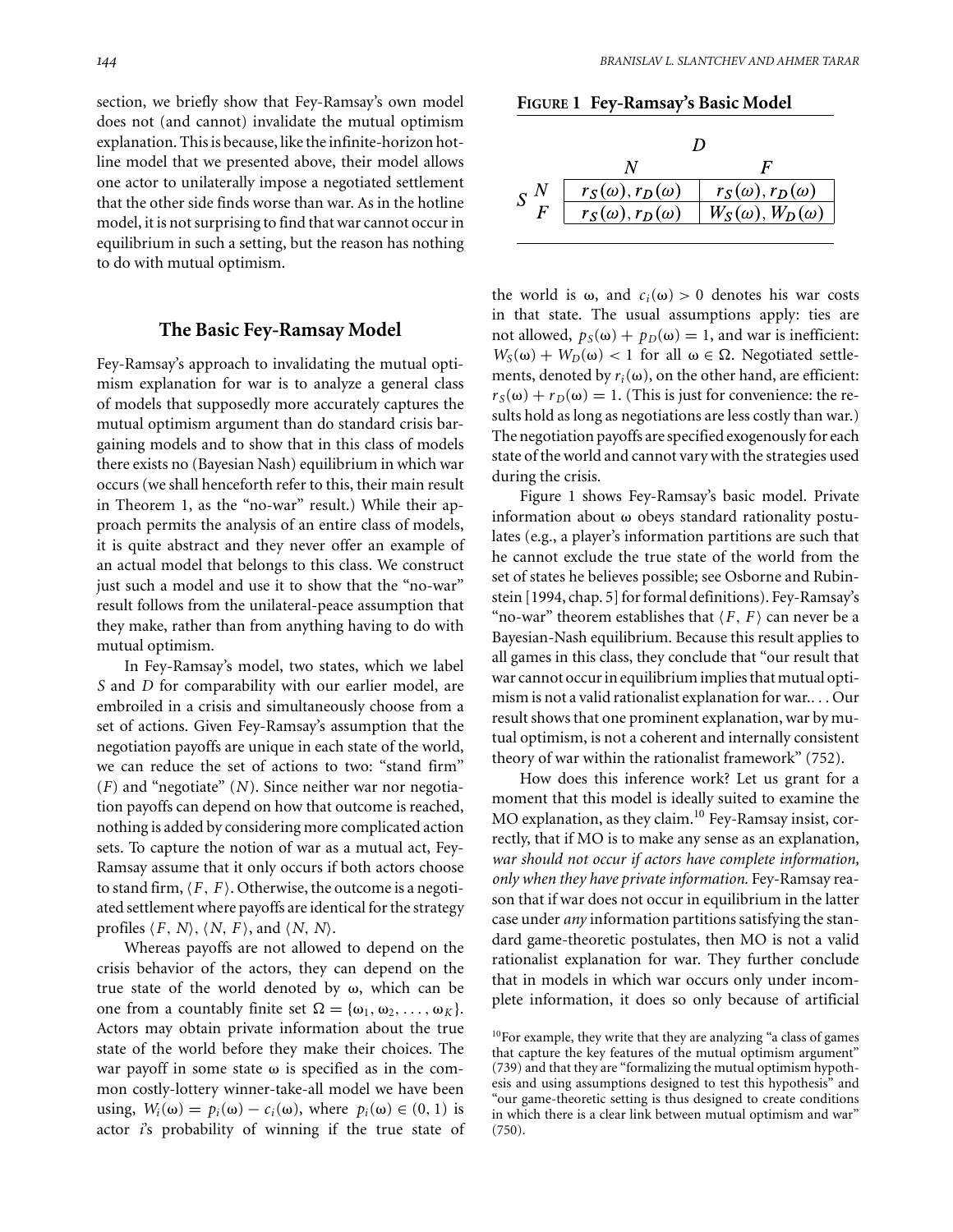section, we briefly show that Fey-Ramsay's own model does not (and cannot) invalidate the mutual optimism explanation. This is because, like the infinite-horizon hotline model that we presented above, their model allows one actor to unilaterally impose a negotiated settlement that the other side finds worse than war. As in the hotline model, it is not surprising to find that war cannot occur in equilibrium in such a setting, but the reason has nothing to do with mutual optimism.

## The Basic Fey-Ramsay Model

Fey-Ramsay's approach to invalidating the mutual optimism explanation for war is to analyze a general class of models that supposedly more accurately captures the mutual optimism argument than do standard crisis bargaining models and to show that in this class of models there exists no (Bayesian Nash) equilibrium in which war occurs (we shall henceforth refer to this, their main result in Theorem 1, as the "no-war" result.) While their approach permits the analysis of an entire class of models, it is quite abstract and they never offer an example of an actual model that belongs to this class. We construct just such a model and use it to show that the "no-war" result follows from the unilateral-peace assumption that they make, rather than from anything having to do with mutual optimism.

In Fey-Ramsay's model, two states, which we label $S$ and $D$ for comparability with our earlier model, are embroiled in a crisis and simultaneously choose from a set of actions. Given Fey-Ramsay's assumption that the negotiation payoffs are unique in each state of the world, we can reduce the set of actions to two: "stand firm" ($F$) and "negotiate" ($N$). Since neither war nor negotiation payoffs can depend on how that outcome is reached, nothing is added by considering more complicated action sets. To capture the notion of war as a mutual act, Fey-Ramsay assume that it only occurs if both actors choose to stand firm, $\langle F, F\rangle$. Otherwise, the outcome is a negotiated settlement where payoffs are identical for the strategy profiles $\langle F, N\rangle$, $\langle N, F\rangle$, and $\langle N, N\rangle$.

Whereas payoffs are not allowed to depend on the crisis behavior of the actors, they can depend on the true state of the world denoted by $\omega$, which can be one from a countably finite set $\Omega = \{\omega_1, \omega_2, \ldots, \omega_K\}$. Actors may obtain private information about the true state of the world before they make their choices. The war payoff in some state $\omega$ is specified as in the common costly-lottery winner-take-all model we have been using, $W_i(\omega) = p_i(\omega) - c_i(\omega)$, where $p_i(\omega) \in (0, 1)$ is actor $i$'s probability of winning if the true state of the world is $\omega$, and $c_i(\omega) > 0$ denotes his war costs in that state. The usual assumptions apply: ties are not allowed, $p_S(\omega) + p_D(\omega) = 1$, and war is inefficient: $W_S(\omega) + W_D(\omega) < 1$ for all $\omega \in \Omega$. Negotiated settlements, denoted by $r_i(\omega)$, on the other hand, are efficient: $r_S(\omega) + r_D(\omega) = 1$. (This is just for convenience: the results hold as long as negotiations are less costly than war.) The negotiation payoffs are specified exogenously for each state of the world and cannot vary with the strategies used during the crisis.

**FIGURE 1 Fey-Ramsay's Basic Model**

| | | $D$: $N$ | $D$: $F$ |
|---|---|---|---|
| $S$ | $N$ | $r_S(\omega), r_D(\omega)$ | $r_S(\omega), r_D(\omega)$ |
| | $F$ | $r_S(\omega), r_D(\omega)$ | $W_S(\omega), W_D(\omega)$ |

Figure 1 shows Fey-Ramsay's basic model. Private information about $\omega$ obeys standard rationality postulates (e.g., a player's information partitions are such that he cannot exclude the true state of the world from the set of states he believes possible; see Osborne and Rubinstein [1994, chap. 5] for formal definitions). Fey-Ramsay's "no-war" theorem establishes that $\langle F, F\rangle$ can never be a Bayesian-Nash equilibrium. Because this result applies to all games in this class, they conclude that "our result that war cannot occur in equilibrium implies that mutual optimism is not a valid rationalist explanation for war.... Our result shows that one prominent explanation, war by mutual optimism, is not a coherent and internally consistent theory of war within the rationalist framework" (752).

How does this inference work? Let us grant for a moment that this model is ideally suited to examine the MO explanation, as they claim.[10] Fey-Ramsay insist, correctly, that if MO is to make any sense as an explanation, *war should not occur if actors have complete information, only when they have private information.* Fey-Ramsay reason that if war does not occur in equilibrium in the latter case under *any* information partitions satisfying the standard game-theoretic postulates, then MO is not a valid rationalist explanation for war. They further conclude that in models in which war occurs only under incomplete information, it does so only because of artificial

[10] For example, they write that they are analyzing "a class of games that capture the key features of the mutual optimism argument" (739) and that they are "formalizing the mutual optimism hypothesis and using assumptions designed to test this hypothesis" and "our game-theoretic setting is thus designed to create conditions in which there is a clear link between mutual optimism and war" (750).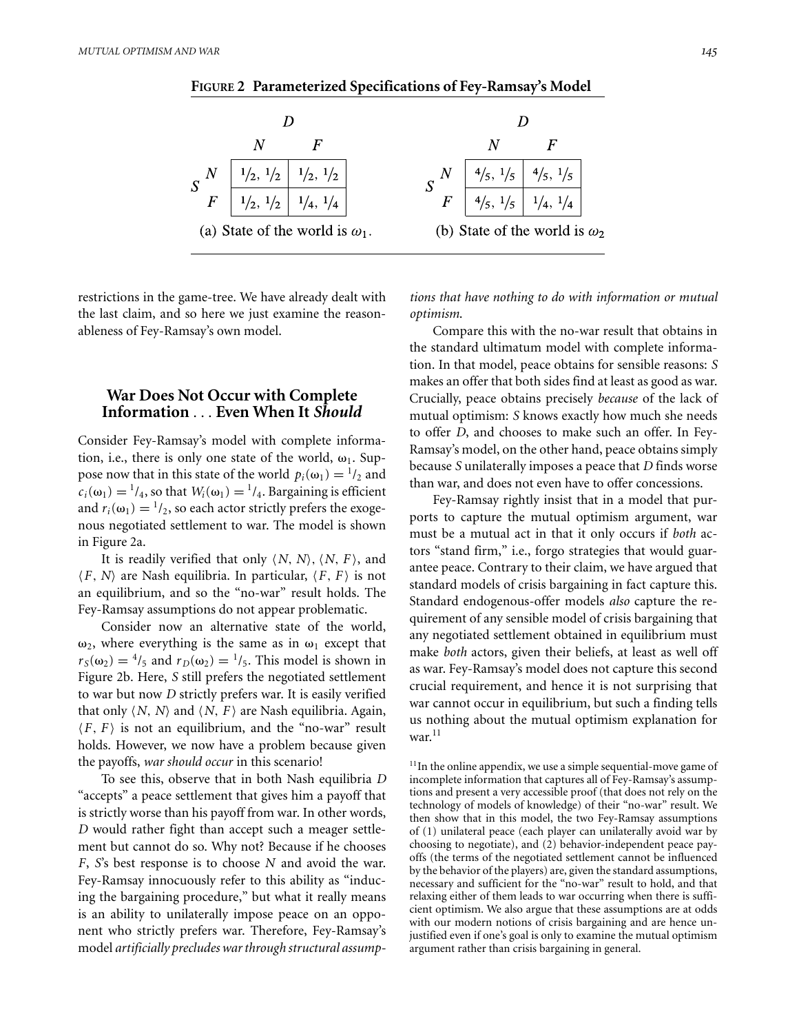**FIGURE 2 Parameterized Specifications of Fey-Ramsay's Model**

(a) State of the world is $\omega_1$.

| | | $D$: $N$ | $D$: $F$ |
|---|---|---|---|
| $S$ | $N$ | $^1/_2$, $^1/_2$ | $^1/_2$, $^1/_2$ |
| | $F$ | $^1/_2$, $^1/_2$ | $^1/_4$, $^1/_4$ |

(b) State of the world is $\omega_2$

| | | $D$: $N$ | $D$: $F$ |
|---|---|---|---|
| $S$ | $N$ | $^4/_5$, $^1/_5$ | $^4/_5$, $^1/_5$ |
| | $F$ | $^4/_5$, $^1/_5$ | $^1/_4$, $^1/_4$ |

restrictions in the game-tree. We have already dealt with the last claim, and so here we just examine the reasonableness of Fey-Ramsay's own model.

## War Does Not Occur with Complete Information . . . Even When It *Should*

Consider Fey-Ramsay's model with complete information, i.e., there is only one state of the world, $\omega_1$. Suppose now that in this state of the world $p_i(\omega_1) = {}^1/_2$ and $c_i(\omega_1) = {}^1/_4$, so that $W_i(\omega_1) = {}^1/_4$. Bargaining is efficient and $r_i(\omega_1) = {}^1/_2$, so each actor strictly prefers the exogenous negotiated settlement to war. The model is shown in Figure 2a.

It is readily verified that only $\langle N, N \rangle$, $\langle N, F \rangle$, and $\langle F, N \rangle$ are Nash equilibria. In particular, $\langle F, F \rangle$ is not an equilibrium, and so the "no-war" result holds. The Fey-Ramsay assumptions do not appear problematic.

Consider now an alternative state of the world, $\omega_2$, where everything is the same as in $\omega_1$ except that $r_S(\omega_2) = {}^4/_5$ and $r_D(\omega_2) = {}^1/_5$. This model is shown in Figure 2b. Here, $S$ still prefers the negotiated settlement to war but now $D$ strictly prefers war. It is easily verified that only $\langle N, N \rangle$ and $\langle N, F \rangle$ are Nash equilibria. Again, $\langle F, F \rangle$ is not an equilibrium, and the "no-war" result holds. However, we now have a problem because given the payoffs, *war should occur* in this scenario!

To see this, observe that in both Nash equilibria $D$ "accepts" a peace settlement that gives him a payoff that is strictly worse than his payoff from war. In other words, $D$ would rather fight than accept such a meager settlement but cannot do so. Why not? Because if he chooses $F$, $S$'s best response is to choose $N$ and avoid the war. Fey-Ramsay innocuously refer to this ability as "inducing the bargaining procedure," but what it really means is an ability to unilaterally impose peace on an opponent who strictly prefers war. Therefore, Fey-Ramsay's model *artificially precludes war through structural assumptions that have nothing to do with information or mutual optimism.*

Compare this with the no-war result that obtains in the standard ultimatum model with complete information. In that model, peace obtains for sensible reasons: $S$ makes an offer that both sides find at least as good as war. Crucially, peace obtains precisely *because* of the lack of mutual optimism: $S$ knows exactly how much she needs to offer $D$, and chooses to make such an offer. In Fey-Ramsay's model, on the other hand, peace obtains simply because $S$ unilaterally imposes a peace that $D$ finds worse than war, and does not even have to offer concessions.

Fey-Ramsay rightly insist that in a model that purports to capture the mutual optimism argument, war must be a mutual act in that it only occurs if *both* actors "stand firm," i.e., forgo strategies that would guarantee peace. Contrary to their claim, we have argued that standard models of crisis bargaining in fact capture this. Standard endogenous-offer models *also* capture the requirement of any sensible model of crisis bargaining that any negotiated settlement obtained in equilibrium must make *both* actors, given their beliefs, at least as well off as war. Fey-Ramsay's model does not capture this second crucial requirement, and hence it is not surprising that war cannot occur in equilibrium, but such a finding tells us nothing about the mutual optimism explanation for war.[11]

[11] In the online appendix, we use a simple sequential-move game of incomplete information that captures all of Fey-Ramsay's assumptions and present a very accessible proof (that does not rely on the technology of models of knowledge) of their "no-war" result. We then show that in this model, the two Fey-Ramsay assumptions of (1) unilateral peace (each player can unilaterally avoid war by choosing to negotiate), and (2) behavior-independent peace payoffs (the terms of the negotiated settlement cannot be influenced by the behavior of the players) are, given the standard assumptions, necessary and sufficient for the "no-war" result to hold, and that relaxing either of them leads to war occurring when there is sufficient optimism. We also argue that these assumptions are at odds with our modern notions of crisis bargaining and are hence unjustified even if one's goal is only to examine the mutual optimism argument rather than crisis bargaining in general.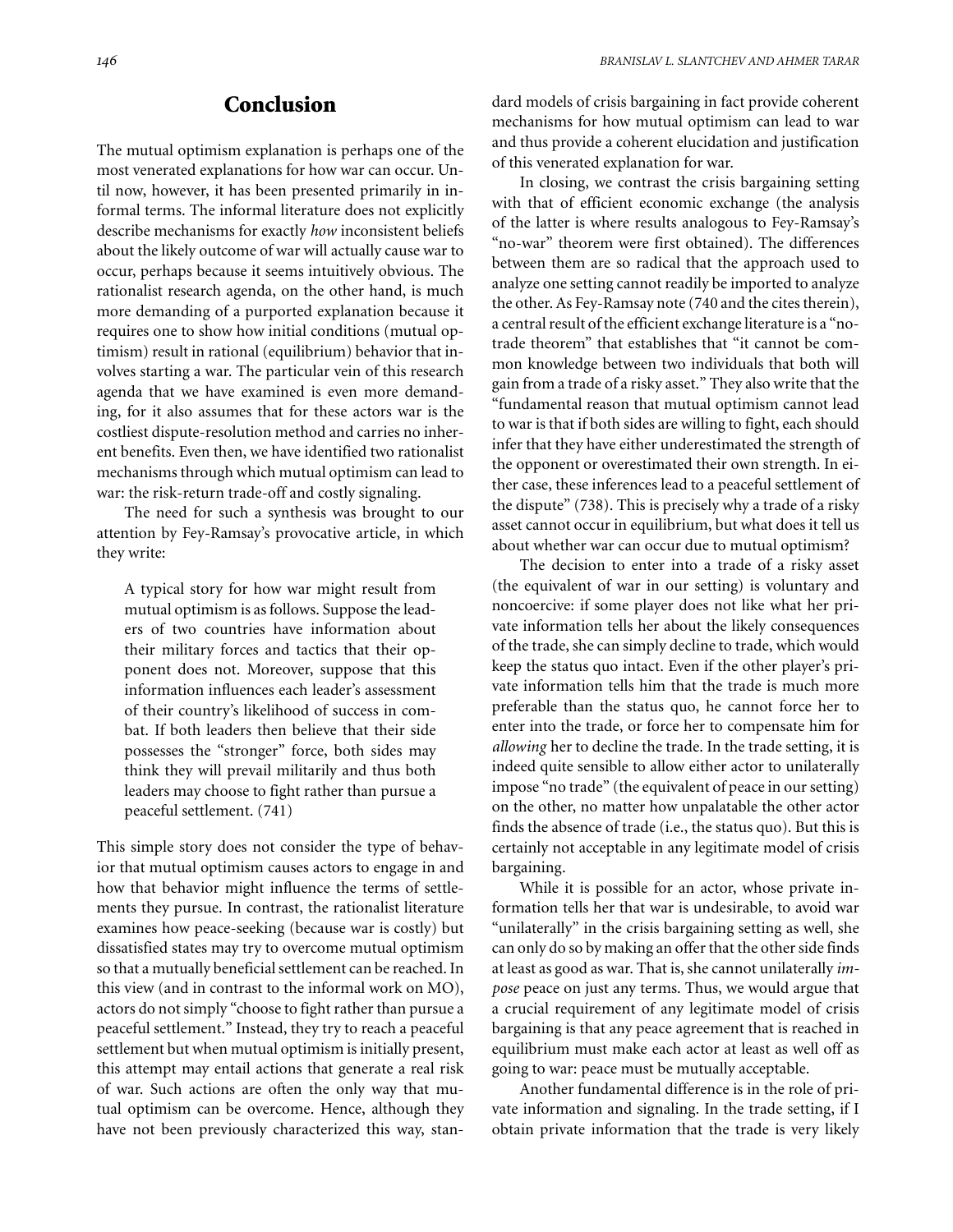## Conclusion

The mutual optimism explanation is perhaps one of the most venerated explanations for how war can occur. Until now, however, it has been presented primarily in informal terms. The informal literature does not explicitly describe mechanisms for exactly *how* inconsistent beliefs about the likely outcome of war will actually cause war to occur, perhaps because it seems intuitively obvious. The rationalist research agenda, on the other hand, is much more demanding of a purported explanation because it requires one to show how initial conditions (mutual optimism) result in rational (equilibrium) behavior that involves starting a war. The particular vein of this research agenda that we have examined is even more demanding, for it also assumes that for these actors war is the costliest dispute-resolution method and carries no inherent benefits. Even then, we have identified two rationalist mechanisms through which mutual optimism can lead to war: the risk-return trade-off and costly signaling.

The need for such a synthesis was brought to our attention by Fey-Ramsay's provocative article, in which they write:

> A typical story for how war might result from mutual optimism is as follows. Suppose the leaders of two countries have information about their military forces and tactics that their opponent does not. Moreover, suppose that this information influences each leader's assessment of their country's likelihood of success in combat. If both leaders then believe that their side possesses the "stronger" force, both sides may think they will prevail militarily and thus both leaders may choose to fight rather than pursue a peaceful settlement. (741)

This simple story does not consider the type of behavior that mutual optimism causes actors to engage in and how that behavior might influence the terms of settlements they pursue. In contrast, the rationalist literature examines how peace-seeking (because war is costly) but dissatisfied states may try to overcome mutual optimism so that a mutually beneficial settlement can be reached. In this view (and in contrast to the informal work on MO), actors do not simply "choose to fight rather than pursue a peaceful settlement." Instead, they try to reach a peaceful settlement but when mutual optimism is initially present, this attempt may entail actions that generate a real risk of war. Such actions are often the only way that mutual optimism can be overcome. Hence, although they have not been previously characterized this way, standard models of crisis bargaining in fact provide coherent mechanisms for how mutual optimism can lead to war and thus provide a coherent elucidation and justification of this venerated explanation for war.

In closing, we contrast the crisis bargaining setting with that of efficient economic exchange (the analysis of the latter is where results analogous to Fey-Ramsay's "no-war" theorem were first obtained). The differences between them are so radical that the approach used to analyze one setting cannot readily be imported to analyze the other. As Fey-Ramsay note (740 and the cites therein), a central result of the efficient exchange literature is a "no-trade theorem" that establishes that "it cannot be common knowledge between two individuals that both will gain from a trade of a risky asset." They also write that the "fundamental reason that mutual optimism cannot lead to war is that if both sides are willing to fight, each should infer that they have either underestimated the strength of the opponent or overestimated their own strength. In either case, these inferences lead to a peaceful settlement of the dispute" (738). This is precisely why a trade of a risky asset cannot occur in equilibrium, but what does it tell us about whether war can occur due to mutual optimism?

The decision to enter into a trade of a risky asset (the equivalent of war in our setting) is voluntary and noncoercive: if some player does not like what her private information tells her about the likely consequences of the trade, she can simply decline to trade, which would keep the status quo intact. Even if the other player's private information tells him that the trade is much more preferable than the status quo, he cannot force her to enter into the trade, or force her to compensate him for *allowing* her to decline the trade. In the trade setting, it is indeed quite sensible to allow either actor to unilaterally impose "no trade" (the equivalent of peace in our setting) on the other, no matter how unpalatable the other actor finds the absence of trade (i.e., the status quo). But this is certainly not acceptable in any legitimate model of crisis bargaining.

While it is possible for an actor, whose private information tells her that war is undesirable, to avoid war "unilaterally" in the crisis bargaining setting as well, she can only do so by making an offer that the other side finds at least as good as war. That is, she cannot unilaterally *impose* peace on just any terms. Thus, we would argue that a crucial requirement of any legitimate model of crisis bargaining is that any peace agreement that is reached in equilibrium must make each actor at least as well off as going to war: peace must be mutually acceptable.

Another fundamental difference is in the role of private information and signaling. In the trade setting, if I obtain private information that the trade is very likely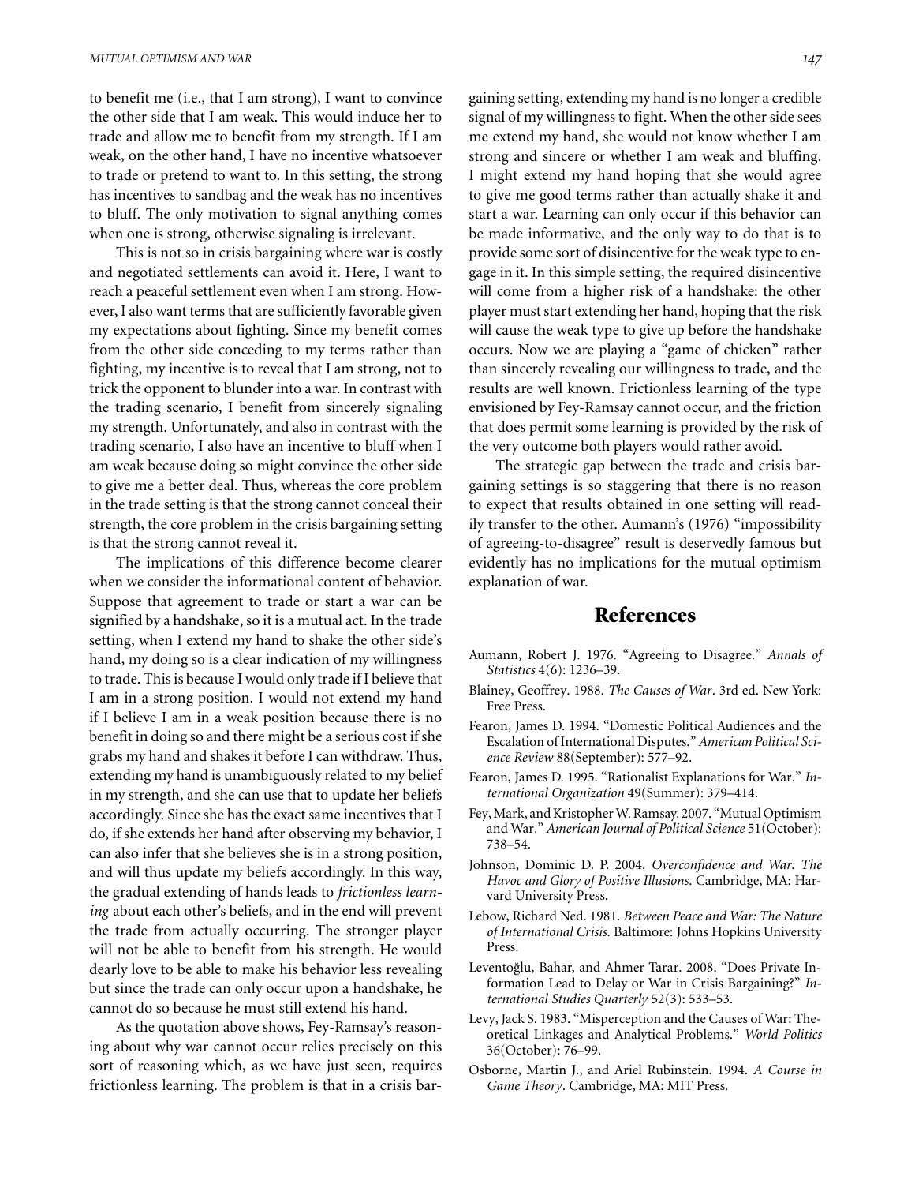to benefit me (i.e., that I am strong), I want to convince the other side that I am weak. This would induce her to trade and allow me to benefit from my strength. If I am weak, on the other hand, I have no incentive whatsoever to trade or pretend to want to. In this setting, the strong has incentives to sandbag and the weak has no incentives to bluff. The only motivation to signal anything comes when one is strong, otherwise signaling is irrelevant.

This is not so in crisis bargaining where war is costly and negotiated settlements can avoid it. Here, I want to reach a peaceful settlement even when I am strong. However, I also want terms that are sufficiently favorable given my expectations about fighting. Since my benefit comes from the other side conceding to my terms rather than fighting, my incentive is to reveal that I am strong, not to trick the opponent to blunder into a war. In contrast with the trading scenario, I benefit from sincerely signaling my strength. Unfortunately, and also in contrast with the trading scenario, I also have an incentive to bluff when I am weak because doing so might convince the other side to give me a better deal. Thus, whereas the core problem in the trade setting is that the strong cannot conceal their strength, the core problem in the crisis bargaining setting is that the strong cannot reveal it.

The implications of this difference become clearer when we consider the informational content of behavior. Suppose that agreement to trade or start a war can be signified by a handshake, so it is a mutual act. In the trade setting, when I extend my hand to shake the other side's hand, my doing so is a clear indication of my willingness to trade. This is because I would only trade if I believe that I am in a strong position. I would not extend my hand if I believe I am in a weak position because there is no benefit in doing so and there might be a serious cost if she grabs my hand and shakes it before I can withdraw. Thus, extending my hand is unambiguously related to my belief in my strength, and she can use that to update her beliefs accordingly. Since she has the exact same incentives that I do, if she extends her hand after observing my behavior, I can also infer that she believes she is in a strong position, and will thus update my beliefs accordingly. In this way, the gradual extending of hands leads to *frictionless learning* about each other's beliefs, and in the end will prevent the trade from actually occurring. The stronger player will not be able to benefit from his strength. He would dearly love to be able to make his behavior less revealing but since the trade can only occur upon a handshake, he cannot do so because he must still extend his hand.

As the quotation above shows, Fey-Ramsay's reasoning about why war cannot occur relies precisely on this sort of reasoning which, as we have just seen, requires frictionless learning. The problem is that in a crisis bargaining setting, extending my hand is no longer a credible signal of my willingness to fight. When the other side sees me extend my hand, she would not know whether I am strong and sincere or whether I am weak and bluffing. I might extend my hand hoping that she would agree to give me good terms rather than actually shake it and start a war. Learning can only occur if this behavior can be made informative, and the only way to do that is to provide some sort of disincentive for the weak type to engage in it. In this simple setting, the required disincentive will come from a higher risk of a handshake: the other player must start extending her hand, hoping that the risk will cause the weak type to give up before the handshake occurs. Now we are playing a "game of chicken" rather than sincerely revealing our willingness to trade, and the results are well known. Frictionless learning of the type envisioned by Fey-Ramsay cannot occur, and the friction that does permit some learning is provided by the risk of the very outcome both players would rather avoid.

The strategic gap between the trade and crisis bargaining settings is so staggering that there is no reason to expect that results obtained in one setting will readily transfer to the other. Aumann's (1976) "impossibility of agreeing-to-disagree" result is deservedly famous but evidently has no implications for the mutual optimism explanation of war.

## References

Aumann, Robert J. 1976. "Agreeing to Disagree." *Annals of Statistics* 4(6): 1236–39.

Blainey, Geoffrey. 1988. *The Causes of War*. 3rd ed. New York: Free Press.

Fearon, James D. 1994. "Domestic Political Audiences and the Escalation of International Disputes." *American Political Science Review* 88(September): 577–92.

Fearon, James D. 1995. "Rationalist Explanations for War." *International Organization* 49(Summer): 379–414.

Fey, Mark, and Kristopher W. Ramsay. 2007. "Mutual Optimism and War." *American Journal of Political Science* 51(October): 738–54.

Johnson, Dominic D. P. 2004. *Overconfidence and War: The Havoc and Glory of Positive Illusions*. Cambridge, MA: Harvard University Press.

Lebow, Richard Ned. 1981. *Between Peace and War: The Nature of International Crisis*. Baltimore: Johns Hopkins University Press.

Leventoğlu, Bahar, and Ahmer Tarar. 2008. "Does Private Information Lead to Delay or War in Crisis Bargaining?" *International Studies Quarterly* 52(3): 533–53.

Levy, Jack S. 1983. "Misperception and the Causes of War: Theoretical Linkages and Analytical Problems." *World Politics* 36(October): 76–99.

Osborne, Martin J., and Ariel Rubinstein. 1994. *A Course in Game Theory*. Cambridge, MA: MIT Press.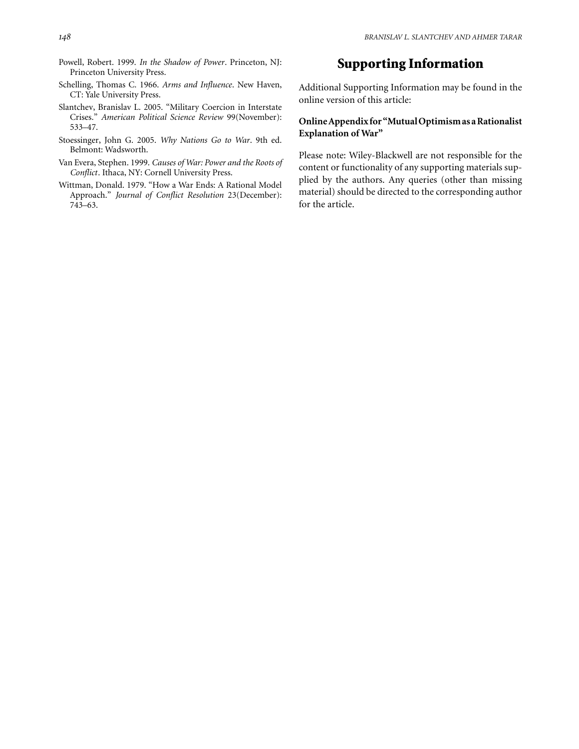Powell, Robert. 1999. *In the Shadow of Power*. Princeton, NJ: Princeton University Press.

Schelling, Thomas C. 1966. *Arms and Influence*. New Haven, CT: Yale University Press.

Slantchev, Branislav L. 2005. "Military Coercion in Interstate Crises." *American Political Science Review* 99(November): 533–47.

Stoessinger, John G. 2005. *Why Nations Go to War*. 9th ed. Belmont: Wadsworth.

Van Evera, Stephen. 1999. *Causes of War: Power and the Roots of Conflict*. Ithaca, NY: Cornell University Press.

Wittman, Donald. 1979. "How a War Ends: A Rational Model Approach." *Journal of Conflict Resolution* 23(December): 743–63.

## Supporting Information

Additional Supporting Information may be found in the online version of this article:

**Online Appendix for "Mutual Optimism as a Rationalist Explanation of War"**

Please note: Wiley-Blackwell are not responsible for the content or functionality of any supporting materials supplied by the authors. Any queries (other than missing material) should be directed to the corresponding author for the article.